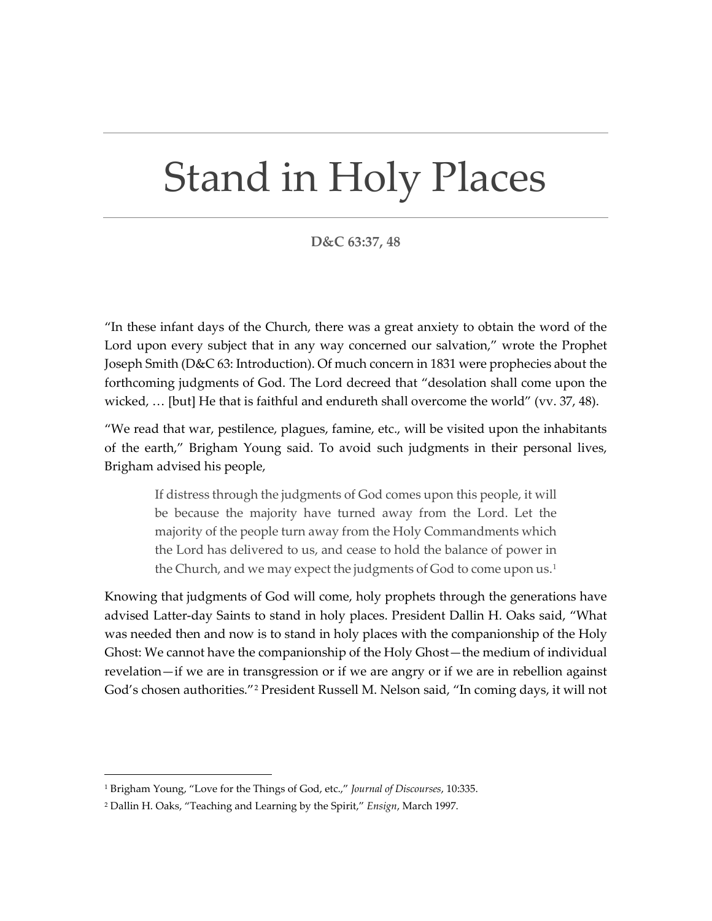# Stand in Holy Places

**D&C 63:37, 48**

"In these infant days of the Church, there was a great anxiety to obtain the word of the Lord upon every subject that in any way concerned our salvation," wrote the Prophet Joseph Smith (D&C 63: Introduction). Of much concern in 1831 were prophecies about the forthcoming judgments of God. The Lord decreed that "desolation shall come upon the wicked, … [but] He that is faithful and endureth shall overcome the world" (vv. 37, 48).

"We read that war, pestilence, plagues, famine, etc., will be visited upon the inhabitants of the earth," Brigham Young said. To avoid such judgments in their personal lives, Brigham advised his people,

> If distress through the judgments of God comes upon this people, it will be because the majority have turned away from the Lord. Let the majority of the people turn away from the Holy Commandments which the Lord has delivered to us, and cease to hold the balance of power in the Church, and we may expect the judgments of God to come upon us.[1]

Knowing that judgments of God will come, holy prophets through the generations have advised Latter-day Saints to stand in holy places. President Dallin H. Oaks said, "What was needed then and now is to stand in holy places with the companionship of the Holy Ghost: We cannot have the companionship of the Holy Ghost—the medium of individual revelation—if we are in transgression or if we are angry or if we are in rebellion against God's chosen authorities."[2] President Russell M. Nelson said, "In coming days, it will not

[1] Brigham Young, "Love for the Things of God, etc.," *Journal of Discourses*, 10:335.

[2] Dallin H. Oaks, "Teaching and Learning by the Spirit," *Ensign*, March 1997.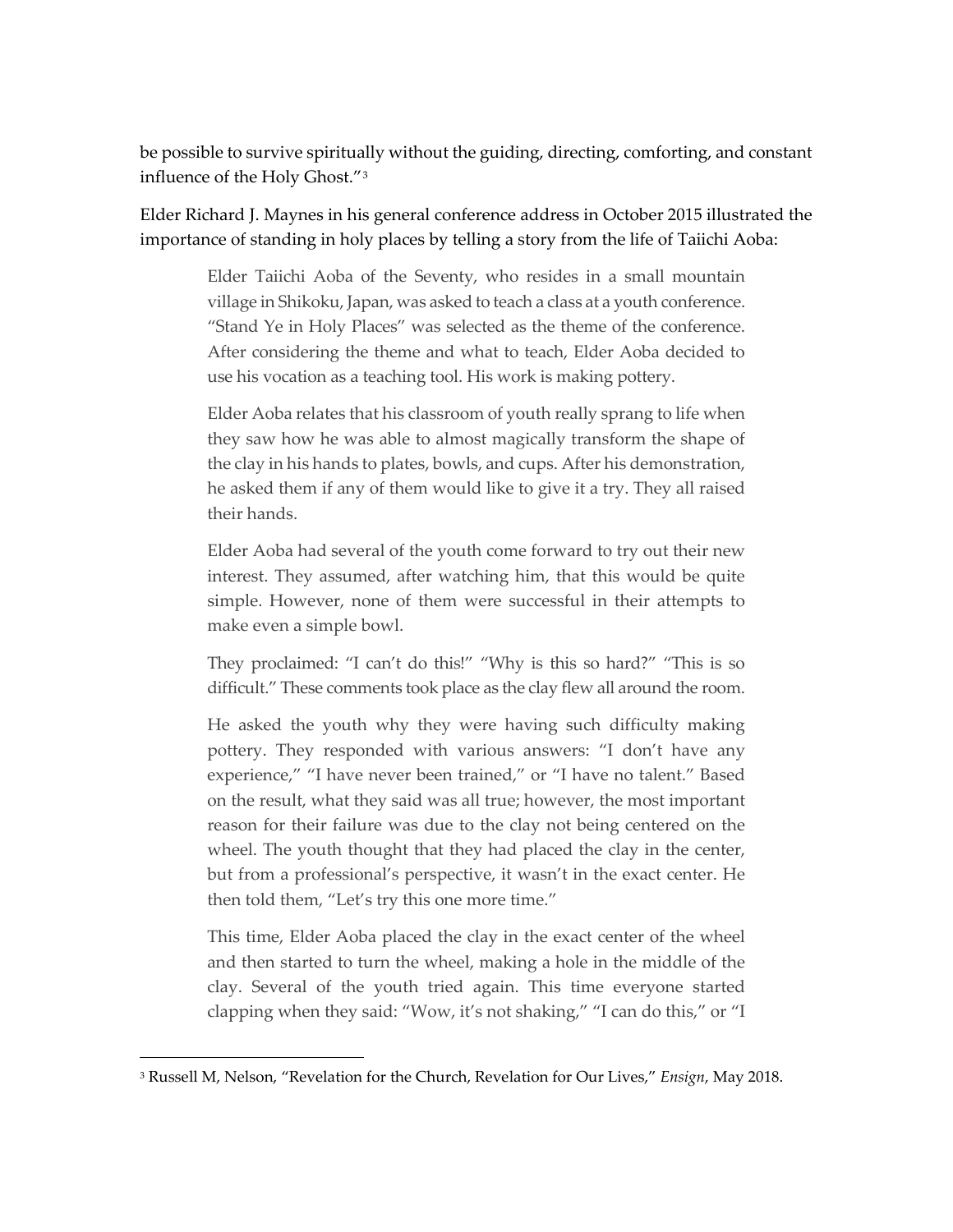be possible to survive spiritually without the guiding, directing, comforting, and constant influence of the Holy Ghost."[3]

Elder Richard J. Maynes in his general conference address in October 2015 illustrated the importance of standing in holy places by telling a story from the life of Taiichi Aoba:

> Elder Taiichi Aoba of the Seventy, who resides in a small mountain village in Shikoku, Japan, was asked to teach a class at a youth conference. "Stand Ye in Holy Places" was selected as the theme of the conference. After considering the theme and what to teach, Elder Aoba decided to use his vocation as a teaching tool. His work is making pottery.
>
> Elder Aoba relates that his classroom of youth really sprang to life when they saw how he was able to almost magically transform the shape of the clay in his hands to plates, bowls, and cups. After his demonstration, he asked them if any of them would like to give it a try. They all raised their hands.
>
> Elder Aoba had several of the youth come forward to try out their new interest. They assumed, after watching him, that this would be quite simple. However, none of them were successful in their attempts to make even a simple bowl.
>
> They proclaimed: "I can't do this!" "Why is this so hard?" "This is so difficult." These comments took place as the clay flew all around the room.
>
> He asked the youth why they were having such difficulty making pottery. They responded with various answers: "I don't have any experience," "I have never been trained," or "I have no talent." Based on the result, what they said was all true; however, the most important reason for their failure was due to the clay not being centered on the wheel. The youth thought that they had placed the clay in the center, but from a professional's perspective, it wasn't in the exact center. He then told them, "Let's try this one more time."
>
> This time, Elder Aoba placed the clay in the exact center of the wheel and then started to turn the wheel, making a hole in the middle of the clay. Several of the youth tried again. This time everyone started clapping when they said: "Wow, it's not shaking," "I can do this," or "I

[3] Russell M, Nelson, "Revelation for the Church, Revelation for Our Lives," *Ensign*, May 2018.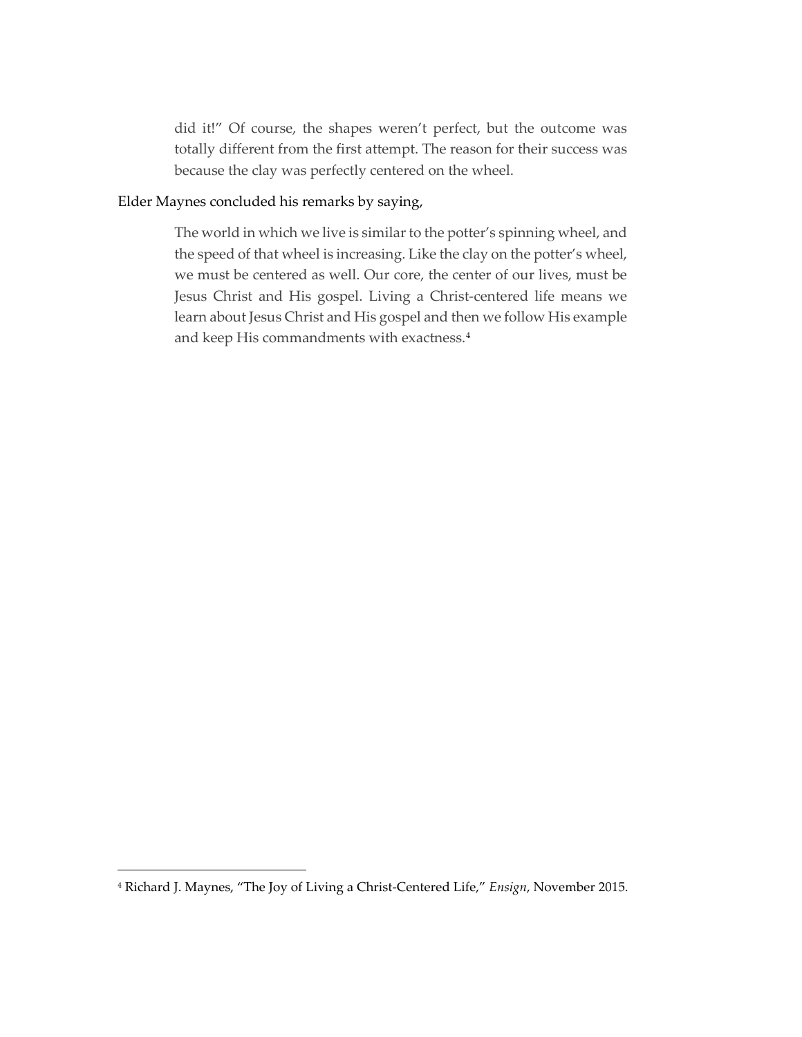> did it!" Of course, the shapes weren't perfect, but the outcome was totally different from the first attempt. The reason for their success was because the clay was perfectly centered on the wheel.

Elder Maynes concluded his remarks by saying,

> The world in which we live is similar to the potter's spinning wheel, and the speed of that wheel is increasing. Like the clay on the potter's wheel, we must be centered as well. Our core, the center of our lives, must be Jesus Christ and His gospel. Living a Christ-centered life means we learn about Jesus Christ and His gospel and then we follow His example and keep His commandments with exactness.[4]

---

[4] Richard J. Maynes, "The Joy of Living a Christ-Centered Life," *Ensign*, November 2015.